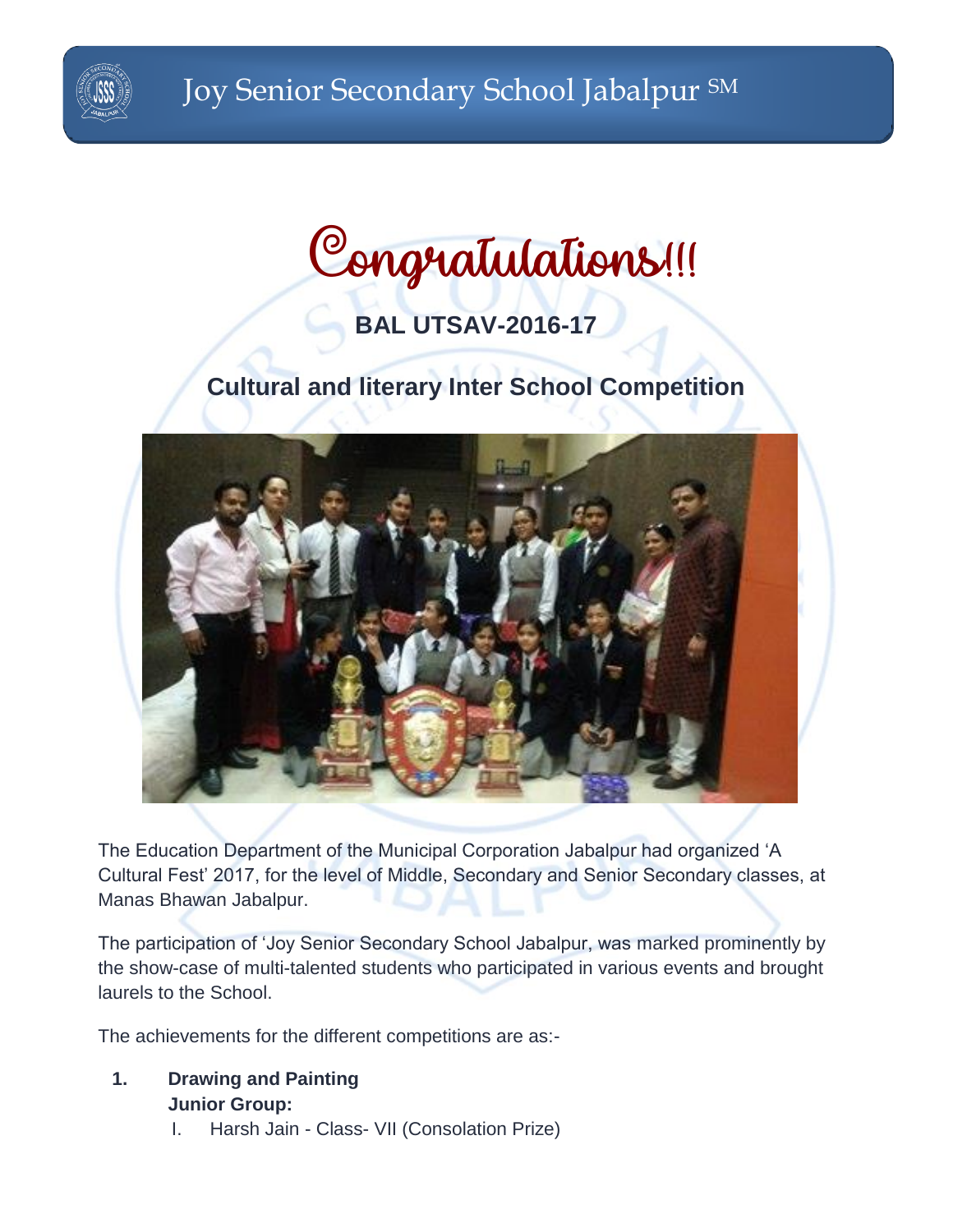# Congratulations!!!

## BAL UTSAV-2016-17

## Cultural and literary Inter School Competition

The Education Department of the Municipal Corporation Jabalpur had organized 'A Cultural Fest' 2017, for the level of Middle, Secondary and Senior Secondary classes, at Manas Bhawan Jabalpur.

The participation of 'Joy Senior Secondary School Jabalpur, was marked prominently by the show-case of multi-talented students who participated in various events and brought laurels to the School.

The achievements for the different competitions are as:-

1. **Drawing and Painting**
   **Junior Group:**
   I. Harsh Jain - Class- VII (Consolation Prize)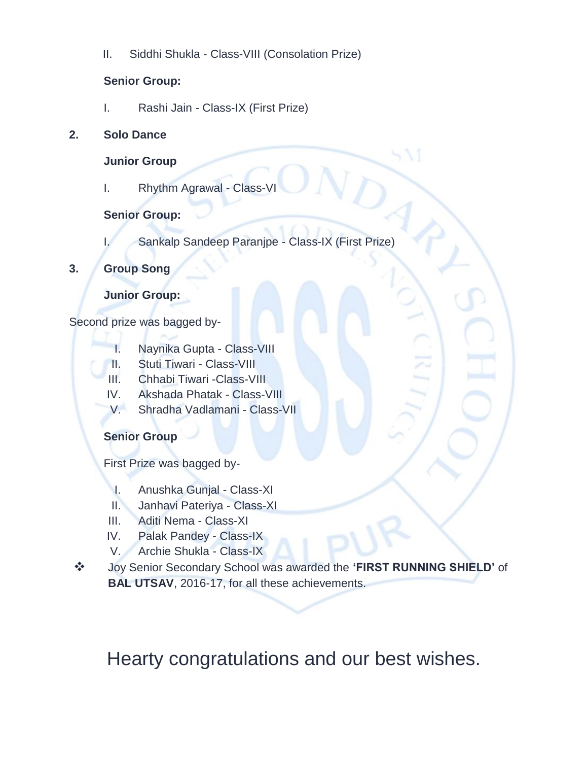II. Siddhi Shukla - Class-VIII (Consolation Prize)

**Senior Group:**

I. Rashi Jain - Class-IX (First Prize)

**2. Solo Dance**

**Junior Group**

I. Rhythm Agrawal - Class-VI

**Senior Group:**

I. Sankalp Sandeep Paranjpe - Class-IX (First Prize)

**3. Group Song**

**Junior Group:**

Second prize was bagged by-

I. Naynika Gupta - Class-VIII
II. Stuti Tiwari - Class-VIII
III. Chhabi Tiwari -Class-VIII
IV. Akshada Phatak - Class-VIII
V. Shradha Vadlamani - Class-VII

**Senior Group**

First Prize was bagged by-

I. Anushka Gunjal - Class-XI
II. Janhavi Pateriya - Class-XI
III. Aditi Nema - Class-XI
IV. Palak Pandey - Class-IX
V. Archie Shukla - Class-IX

❖ Joy Senior Secondary School was awarded the **'FIRST RUNNING SHIELD'** of **BAL UTSAV**, 2016-17, for all these achievements.

Hearty congratulations and our best wishes.